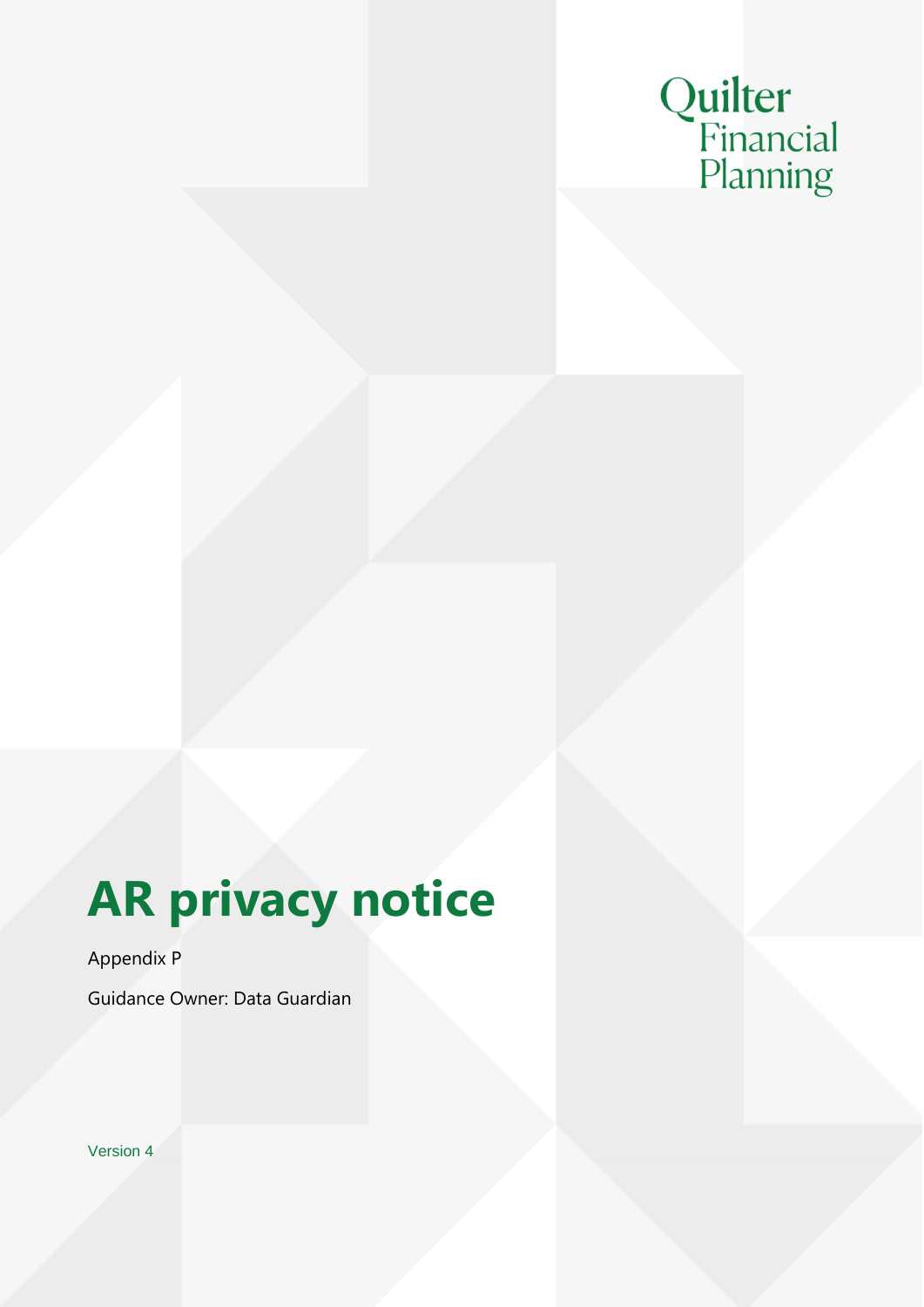Quilter Financial Planning

# AR privacy notice

Appendix P

Guidance Owner: Data Guardian

Version 4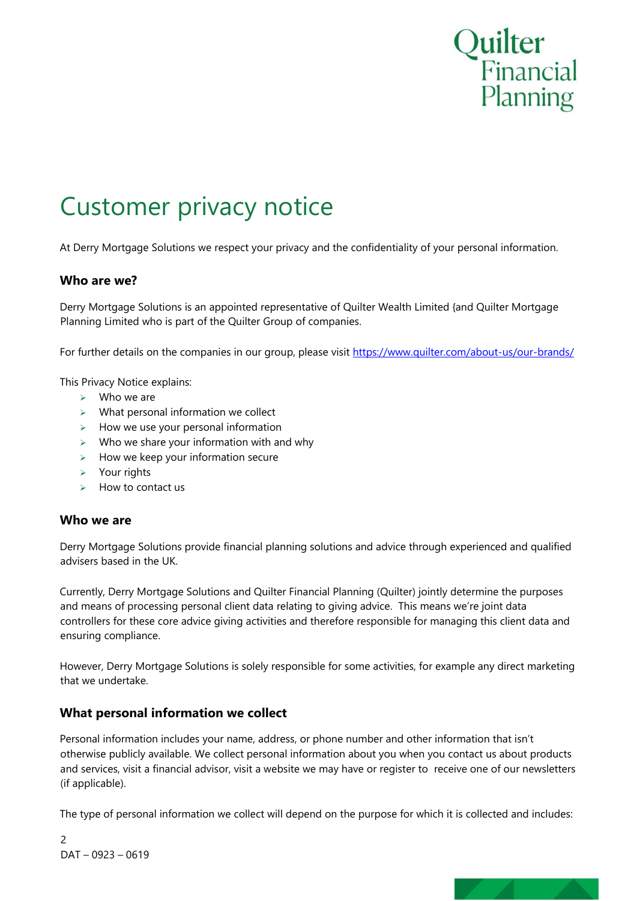# Customer privacy notice

At Derry Mortgage Solutions we respect your privacy and the confidentiality of your personal information.

### Who are we?

Derry Mortgage Solutions is an appointed representative of Quilter Wealth Limited (and Quilter Mortgage Planning Limited who is part of the Quilter Group of companies.

For further details on the companies in our group, please visit https://www.quilter.com/about-us/our-brands/

This Privacy Notice explains:

- Who we are
- What personal information we collect
- How we use your personal information
- Who we share your information with and why
- How we keep your information secure
- Your rights
- How to contact us

### Who we are

Derry Mortgage Solutions provide financial planning solutions and advice through experienced and qualified advisers based in the UK.

Currently, Derry Mortgage Solutions and Quilter Financial Planning (Quilter) jointly determine the purposes and means of processing personal client data relating to giving advice. This means we're joint data controllers for these core advice giving activities and therefore responsible for managing this client data and ensuring compliance.

However, Derry Mortgage Solutions is solely responsible for some activities, for example any direct marketing that we undertake.

### What personal information we collect

Personal information includes your name, address, or phone number and other information that isn't otherwise publicly available. We collect personal information about you when you contact us about products and services, visit a financial advisor, visit a website we may have or register to receive one of our newsletters (if applicable).

The type of personal information we collect will depend on the purpose for which it is collected and includes:

DAT – 0923 – 0619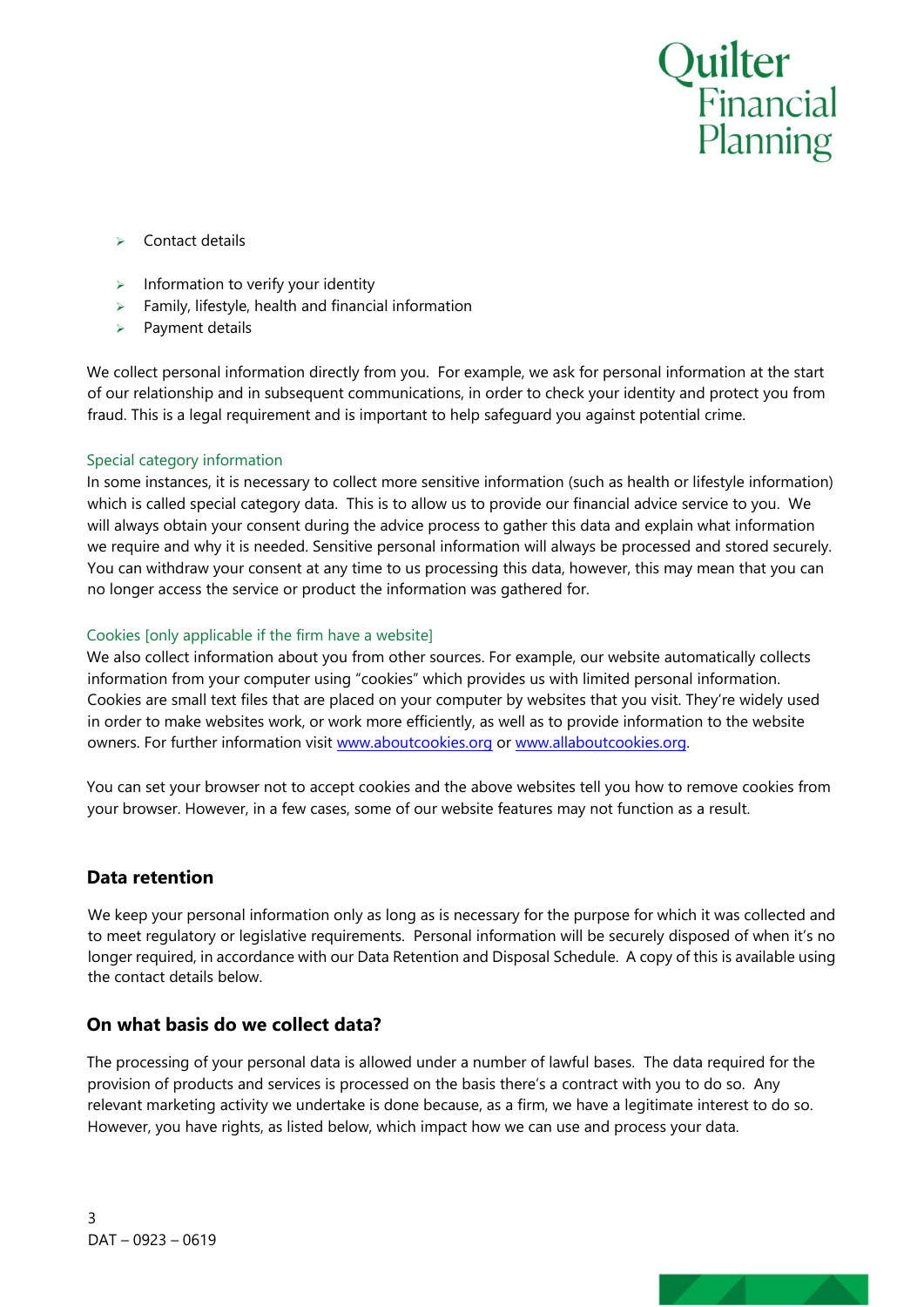- Contact details
- Information to verify your identity
- Family, lifestyle, health and financial information
- Payment details

We collect personal information directly from you. For example, we ask for personal information at the start of our relationship and in subsequent communications, in order to check your identity and protect you from fraud. This is a legal requirement and is important to help safeguard you against potential crime.

### Special category information

In some instances, it is necessary to collect more sensitive information (such as health or lifestyle information) which is called special category data. This is to allow us to provide our financial advice service to you. We will always obtain your consent during the advice process to gather this data and explain what information we require and why it is needed. Sensitive personal information will always be processed and stored securely. You can withdraw your consent at any time to us processing this data, however, this may mean that you can no longer access the service or product the information was gathered for.

### Cookies [only applicable if the firm have a website]

We also collect information about you from other sources. For example, our website automatically collects information from your computer using "cookies" which provides us with limited personal information. Cookies are small text files that are placed on your computer by websites that you visit. They're widely used in order to make websites work, or work more efficiently, as well as to provide information to the website owners. For further information visit www.aboutcookies.org or www.allaboutcookies.org.

You can set your browser not to accept cookies and the above websites tell you how to remove cookies from your browser. However, in a few cases, some of our website features may not function as a result.

## Data retention

We keep your personal information only as long as is necessary for the purpose for which it was collected and to meet regulatory or legislative requirements. Personal information will be securely disposed of when it's no longer required, in accordance with our Data Retention and Disposal Schedule. A copy of this is available using the contact details below.

## On what basis do we collect data?

The processing of your personal data is allowed under a number of lawful bases. The data required for the provision of products and services is processed on the basis there's a contract with you to do so. Any relevant marketing activity we undertake is done because, as a firm, we have a legitimate interest to do so. However, you have rights, as listed below, which impact how we can use and process your data.

DAT – 0923 – 0619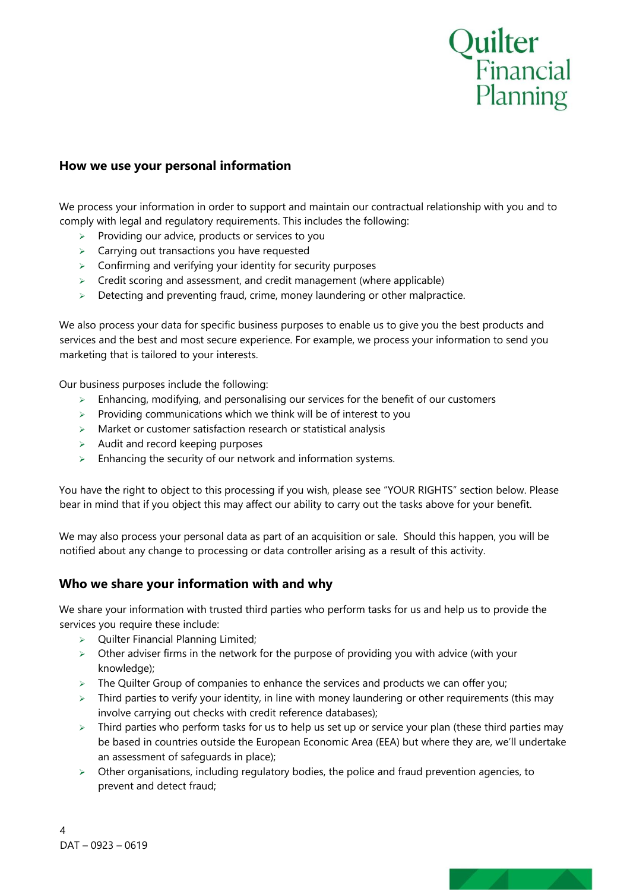## How we use your personal information

We process your information in order to support and maintain our contractual relationship with you and to comply with legal and regulatory requirements. This includes the following:

- Providing our advice, products or services to you
- Carrying out transactions you have requested
- Confirming and verifying your identity for security purposes
- Credit scoring and assessment, and credit management (where applicable)
- Detecting and preventing fraud, crime, money laundering or other malpractice.

We also process your data for specific business purposes to enable us to give you the best products and services and the best and most secure experience. For example, we process your information to send you marketing that is tailored to your interests.

Our business purposes include the following:

- Enhancing, modifying, and personalising our services for the benefit of our customers
- Providing communications which we think will be of interest to you
- Market or customer satisfaction research or statistical analysis
- Audit and record keeping purposes
- Enhancing the security of our network and information systems.

You have the right to object to this processing if you wish, please see "YOUR RIGHTS" section below. Please bear in mind that if you object this may affect our ability to carry out the tasks above for your benefit.

We may also process your personal data as part of an acquisition or sale. Should this happen, you will be notified about any change to processing or data controller arising as a result of this activity.

## Who we share your information with and why

We share your information with trusted third parties who perform tasks for us and help us to provide the services you require these include:

- Quilter Financial Planning Limited;
- Other adviser firms in the network for the purpose of providing you with advice (with your knowledge);
- The Quilter Group of companies to enhance the services and products we can offer you;
- Third parties to verify your identity, in line with money laundering or other requirements (this may involve carrying out checks with credit reference databases);
- Third parties who perform tasks for us to help us set up or service your plan (these third parties may be based in countries outside the European Economic Area (EEA) but where they are, we'll undertake an assessment of safeguards in place);
- Other organisations, including regulatory bodies, the police and fraud prevention agencies, to prevent and detect fraud;

DAT – 0923 – 0619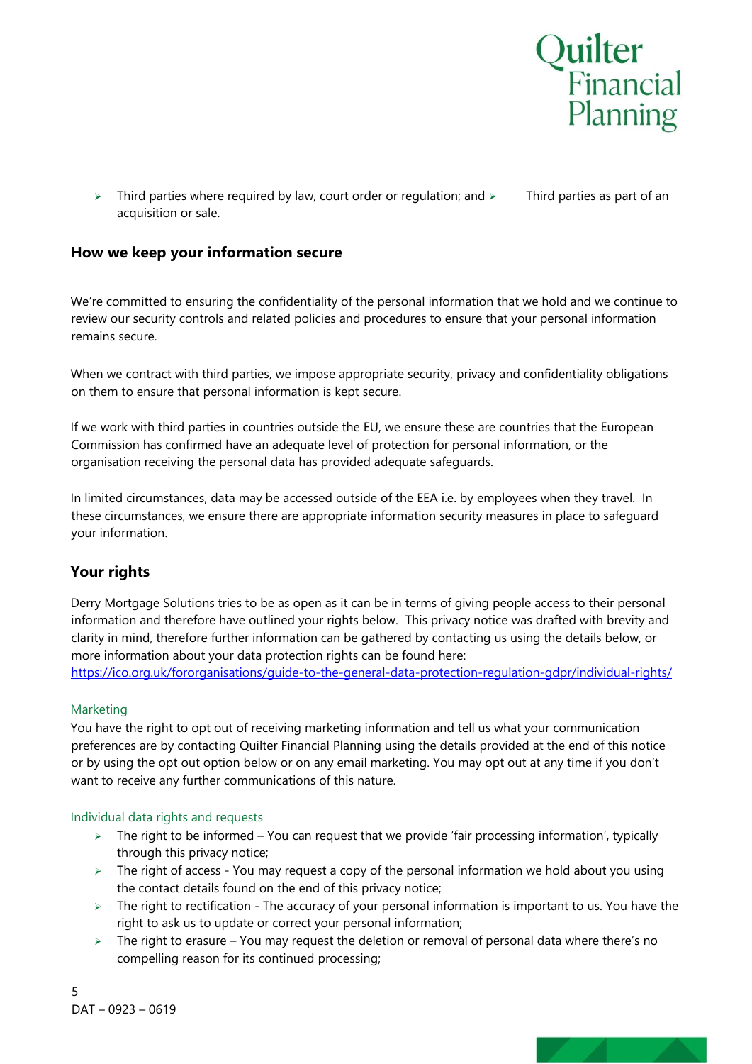- Third parties where required by law, court order or regulation; and
- Third parties as part of an acquisition or sale.

## How we keep your information secure

We're committed to ensuring the confidentiality of the personal information that we hold and we continue to review our security controls and related policies and procedures to ensure that your personal information remains secure.

When we contract with third parties, we impose appropriate security, privacy and confidentiality obligations on them to ensure that personal information is kept secure.

If we work with third parties in countries outside the EU, we ensure these are countries that the European Commission has confirmed have an adequate level of protection for personal information, or the organisation receiving the personal data has provided adequate safeguards.

In limited circumstances, data may be accessed outside of the EEA i.e. by employees when they travel. In these circumstances, we ensure there are appropriate information security measures in place to safeguard your information.

## Your rights

Derry Mortgage Solutions tries to be as open as it can be in terms of giving people access to their personal information and therefore have outlined your rights below. This privacy notice was drafted with brevity and clarity in mind, therefore further information can be gathered by contacting us using the details below, or more information about your data protection rights can be found here: https://ico.org.uk/fororganisations/guide-to-the-general-data-protection-regulation-gdpr/individual-rights/

### Marketing

You have the right to opt out of receiving marketing information and tell us what your communication preferences are by contacting Quilter Financial Planning using the details provided at the end of this notice or by using the opt out option below or on any email marketing. You may opt out at any time if you don't want to receive any further communications of this nature.

### Individual data rights and requests

- The right to be informed – You can request that we provide 'fair processing information', typically through this privacy notice;
- The right of access - You may request a copy of the personal information we hold about you using the contact details found on the end of this privacy notice;
- The right to rectification - The accuracy of your personal information is important to us. You have the right to ask us to update or correct your personal information;
- The right to erasure – You may request the deletion or removal of personal data where there's no compelling reason for its continued processing;

DAT – 0923 – 0619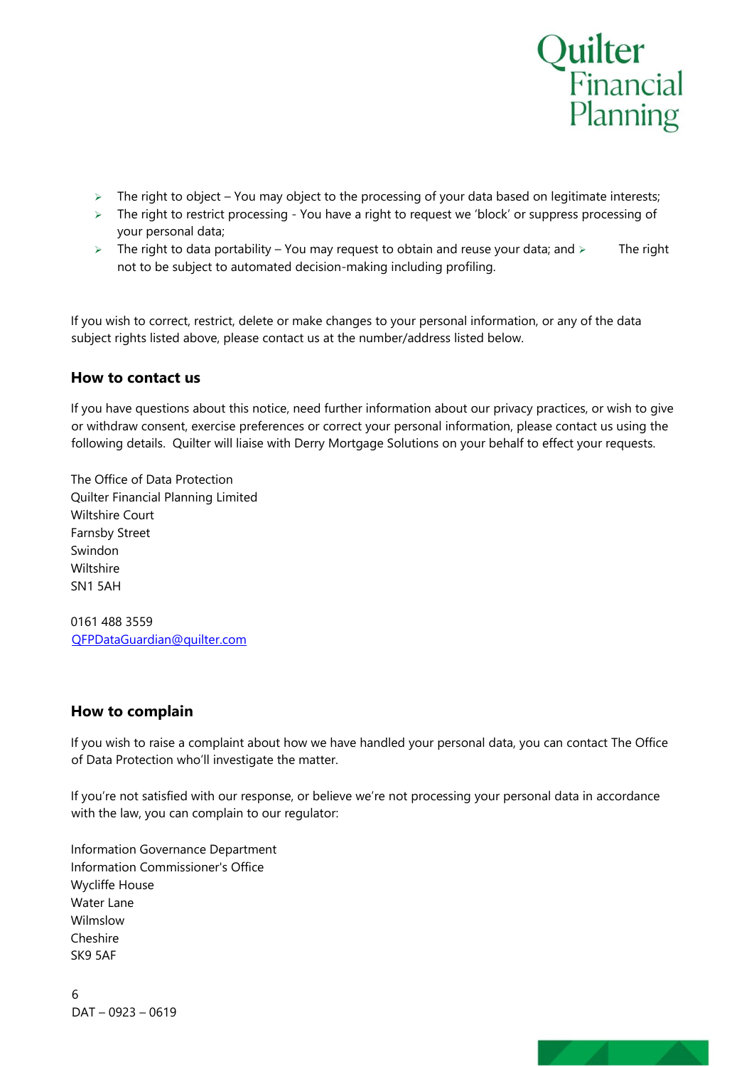- The right to object – You may object to the processing of your data based on legitimate interests;
- The right to restrict processing - You have a right to request we 'block' or suppress processing of your personal data;
- The right to data portability – You may request to obtain and reuse your data; and
- The right not to be subject to automated decision-making including profiling.

If you wish to correct, restrict, delete or make changes to your personal information, or any of the data subject rights listed above, please contact us at the number/address listed below.

## How to contact us

If you have questions about this notice, need further information about our privacy practices, or wish to give or withdraw consent, exercise preferences or correct your personal information, please contact us using the following details. Quilter will liaise with Derry Mortgage Solutions on your behalf to effect your requests.

The Office of Data Protection
Quilter Financial Planning Limited
Wiltshire Court
Farnsby Street
Swindon
Wiltshire
SN1 5AH

0161 488 3559
QFPDataGuardian@quilter.com

## How to complain

If you wish to raise a complaint about how we have handled your personal data, you can contact The Office of Data Protection who'll investigate the matter.

If you're not satisfied with our response, or believe we're not processing your personal data in accordance with the law, you can complain to our regulator:

Information Governance Department
Information Commissioner's Office
Wycliffe House
Water Lane
Wilmslow
Cheshire
SK9 5AF

DAT – 0923 – 0619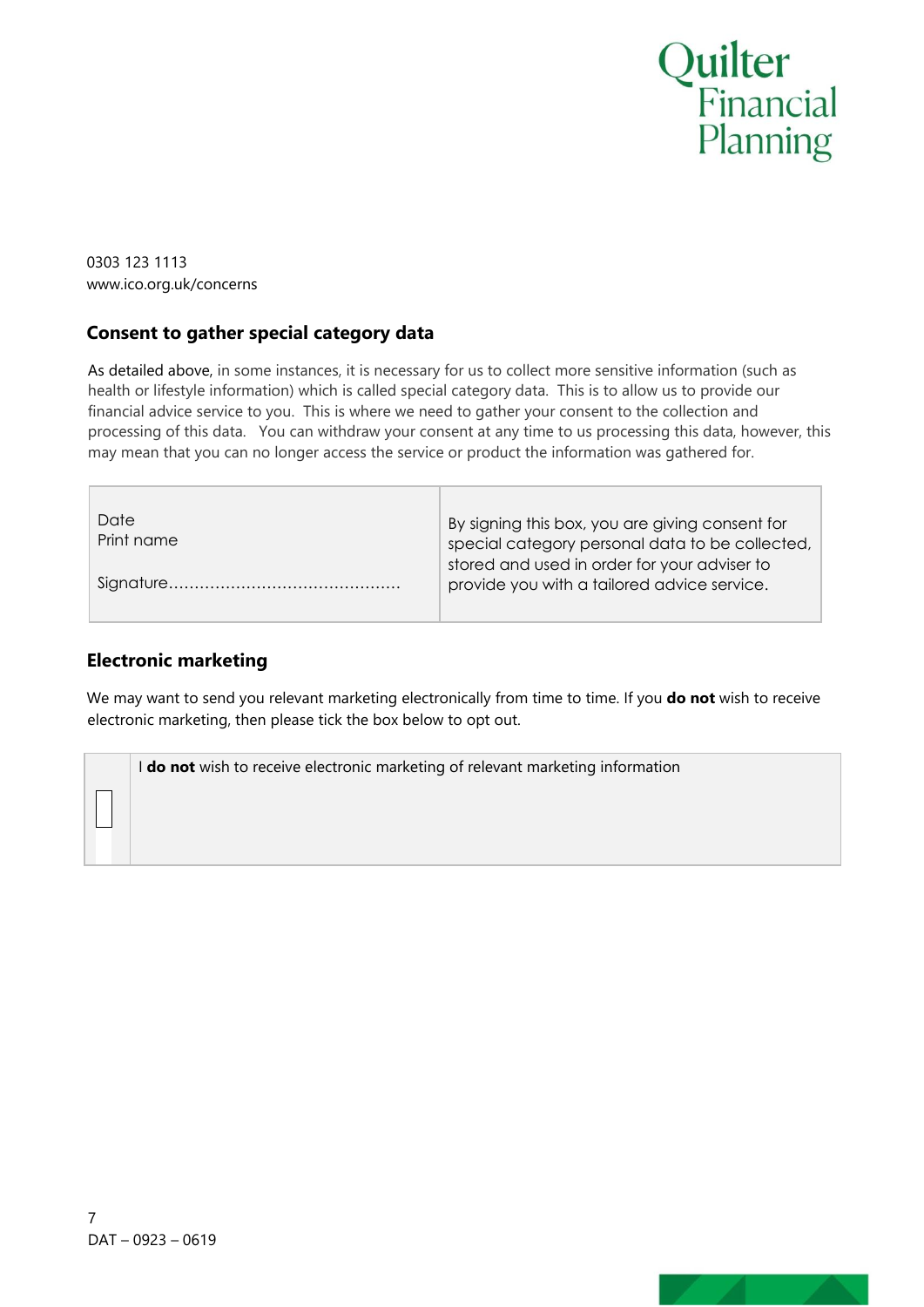0303 123 1113
www.ico.org.uk/concerns

## Consent to gather special category data

As detailed above, in some instances, it is necessary for us to collect more sensitive information (such as health or lifestyle information) which is called special category data. This is to allow us to provide our financial advice service to you. This is where we need to gather your consent to the collection and processing of this data. You can withdraw your consent at any time to us processing this data, however, this may mean that you can no longer access the service or product the information was gathered for.

| | |
|---|---|
| Date<br>Print name<br><br>Signature............................................. | By signing this box, you are giving consent for special category personal data to be collected, stored and used in order for your adviser to provide you with a tailored advice service. |

## Electronic marketing

We may want to send you relevant marketing electronically from time to time. If you **do not** wish to receive electronic marketing, then please tick the box below to opt out.

| | |
|---|---|
| ☐ | I **do not** wish to receive electronic marketing of relevant marketing information |

DAT – 0923 – 0619